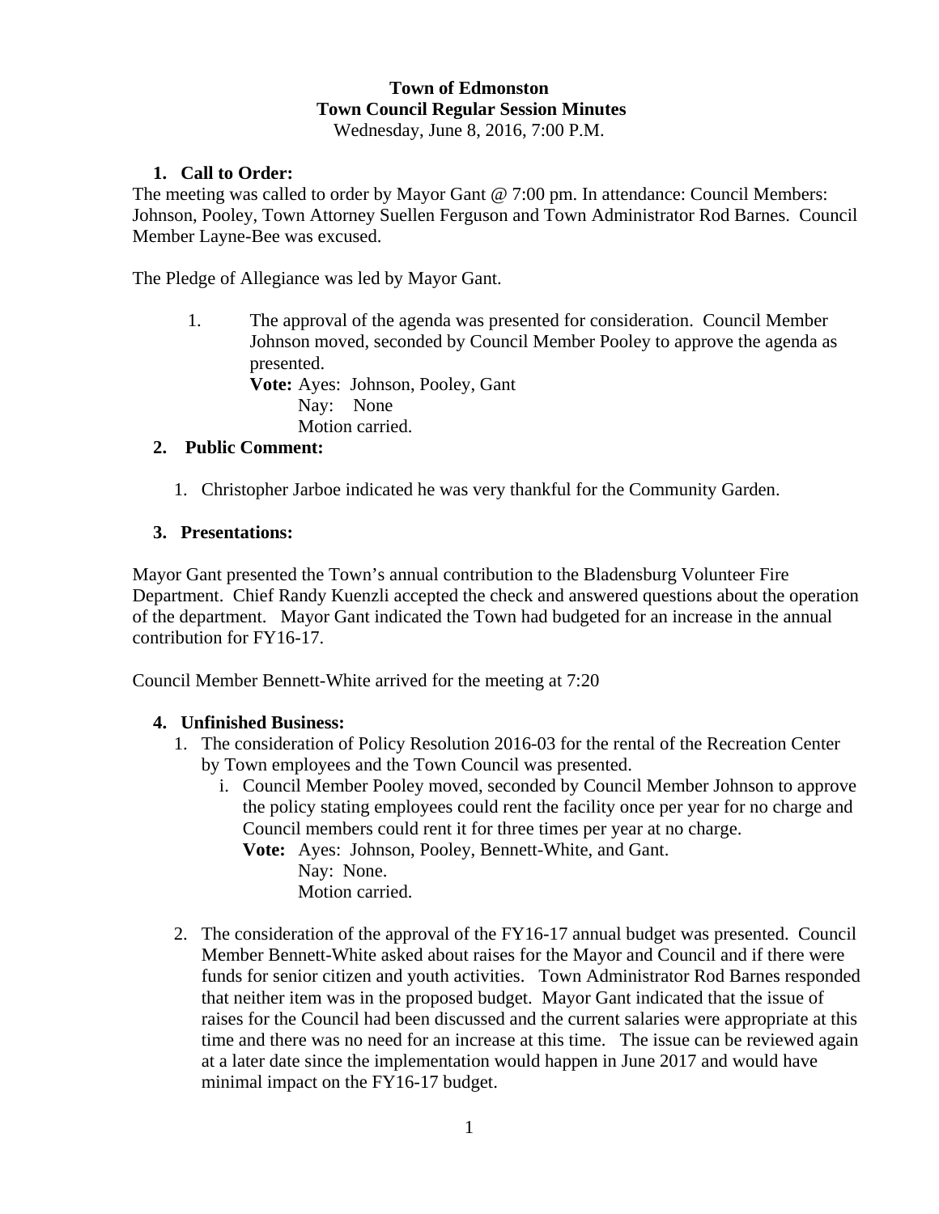**Town of Edmonston**
**Town Council Regular Session Minutes**
Wednesday, June 8, 2016, 7:00 P.M.

1. **Call to Order:**

The meeting was called to order by Mayor Gant @ 7:00 pm. In attendance: Council Members: Johnson, Pooley, Town Attorney Suellen Ferguson and Town Administrator Rod Barnes. Council Member Layne-Bee was excused.

The Pledge of Allegiance was led by Mayor Gant.

1. The approval of the agenda was presented for consideration. Council Member Johnson moved, seconded by Council Member Pooley to approve the agenda as presented.
   **Vote:** Ayes: Johnson, Pooley, Gant
   Nay: None
   Motion carried.

2. **Public Comment:**

   1. Christopher Jarboe indicated he was very thankful for the Community Garden.

3. **Presentations:**

Mayor Gant presented the Town's annual contribution to the Bladensburg Volunteer Fire Department. Chief Randy Kuenzli accepted the check and answered questions about the operation of the department. Mayor Gant indicated the Town had budgeted for an increase in the annual contribution for FY16-17.

Council Member Bennett-White arrived for the meeting at 7:20

4. **Unfinished Business:**
   1. The consideration of Policy Resolution 2016-03 for the rental of the Recreation Center by Town employees and the Town Council was presented.
      i. Council Member Pooley moved, seconded by Council Member Johnson to approve the policy stating employees could rent the facility once per year for no charge and Council members could rent it for three times per year at no charge.
      **Vote:** Ayes: Johnson, Pooley, Bennett-White, and Gant.
      Nay: None.
      Motion carried.

   2. The consideration of the approval of the FY16-17 annual budget was presented. Council Member Bennett-White asked about raises for the Mayor and Council and if there were funds for senior citizen and youth activities. Town Administrator Rod Barnes responded that neither item was in the proposed budget. Mayor Gant indicated that the issue of raises for the Council had been discussed and the current salaries were appropriate at this time and there was no need for an increase at this time. The issue can be reviewed again at a later date since the implementation would happen in June 2017 and would have minimal impact on the FY16-17 budget.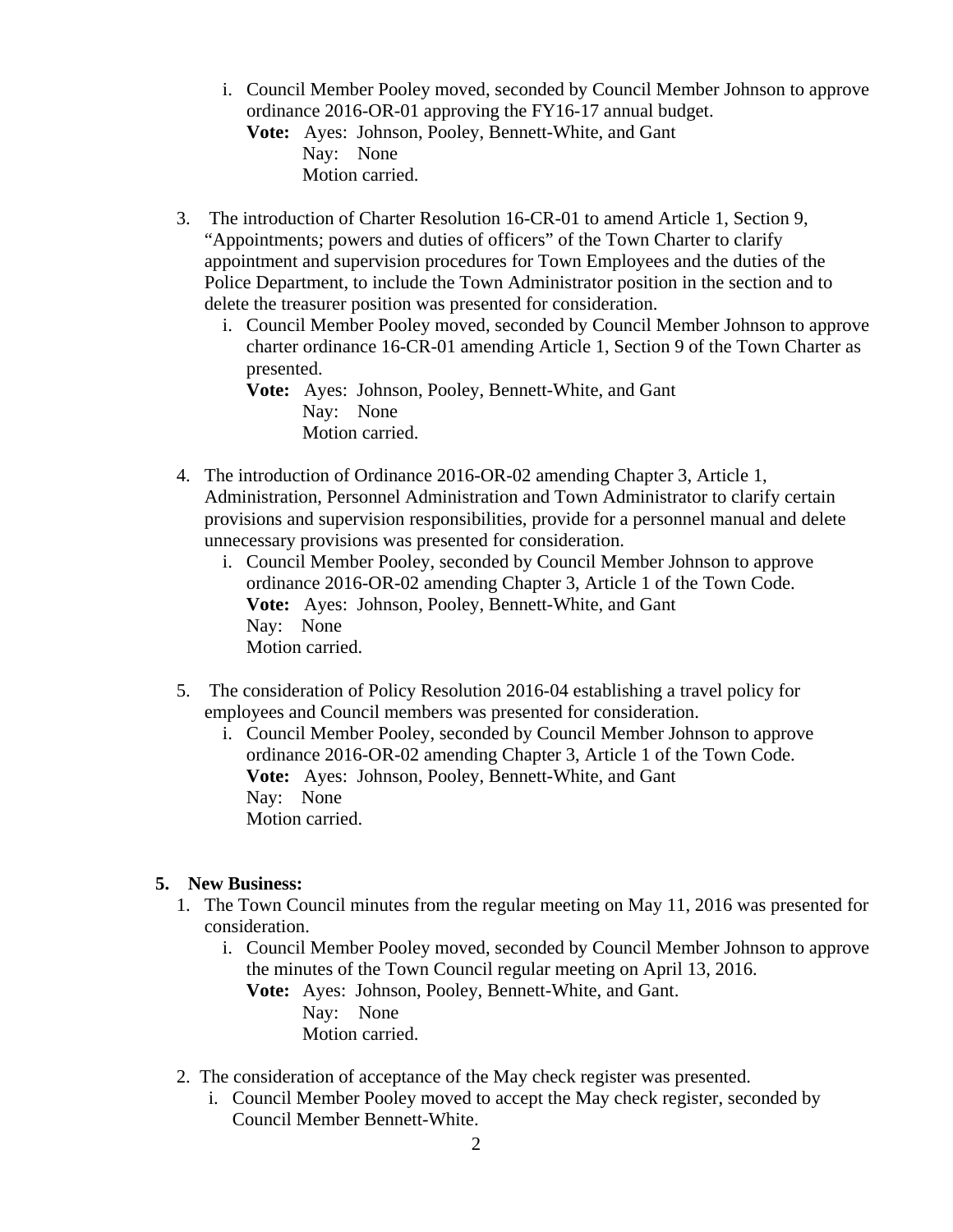i. Council Member Pooley moved, seconded by Council Member Johnson to approve ordinance 2016-OR-01 approving the FY16-17 annual budget.
      **Vote:** Ayes: Johnson, Pooley, Bennett-White, and Gant
      Nay: None
      Motion carried.

3. The introduction of Charter Resolution 16-CR-01 to amend Article 1, Section 9, "Appointments; powers and duties of officers" of the Town Charter to clarify appointment and supervision procedures for Town Employees and the duties of the Police Department, to include the Town Administrator position in the section and to delete the treasurer position was presented for consideration.
   i. Council Member Pooley moved, seconded by Council Member Johnson to approve charter ordinance 16-CR-01 amending Article 1, Section 9 of the Town Charter as presented.
      **Vote:** Ayes: Johnson, Pooley, Bennett-White, and Gant
      Nay: None
      Motion carried.

4. The introduction of Ordinance 2016-OR-02 amending Chapter 3, Article 1, Administration, Personnel Administration and Town Administrator to clarify certain provisions and supervision responsibilities, provide for a personnel manual and delete unnecessary provisions was presented for consideration.
   i. Council Member Pooley, seconded by Council Member Johnson to approve ordinance 2016-OR-02 amending Chapter 3, Article 1 of the Town Code.
      **Vote:** Ayes: Johnson, Pooley, Bennett-White, and Gant
      Nay: None
      Motion carried.

5. The consideration of Policy Resolution 2016-04 establishing a travel policy for employees and Council members was presented for consideration.
   i. Council Member Pooley, seconded by Council Member Johnson to approve ordinance 2016-OR-02 amending Chapter 3, Article 1 of the Town Code.
      **Vote:** Ayes: Johnson, Pooley, Bennett-White, and Gant
      Nay: None
      Motion carried.

## 5. New Business:

1. The Town Council minutes from the regular meeting on May 11, 2016 was presented for consideration.
   i. Council Member Pooley moved, seconded by Council Member Johnson to approve the minutes of the Town Council regular meeting on April 13, 2016.
      **Vote:** Ayes: Johnson, Pooley, Bennett-White, and Gant.
      Nay: None
      Motion carried.

2. The consideration of acceptance of the May check register was presented.
   i. Council Member Pooley moved to accept the May check register, seconded by Council Member Bennett-White.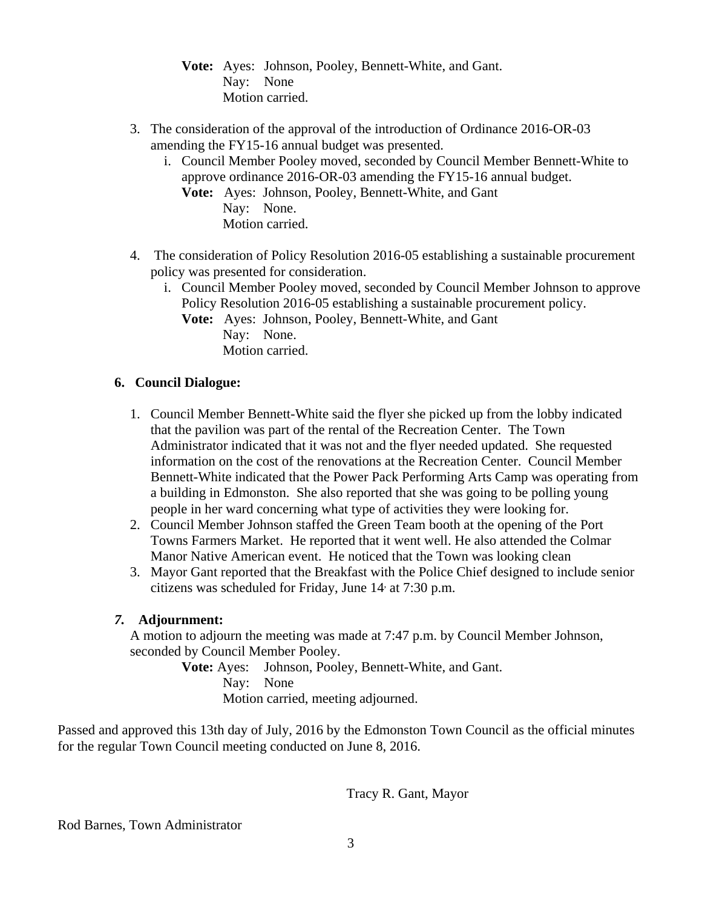**Vote:** Ayes: Johnson, Pooley, Bennett-White, and Gant.
Nay: None
Motion carried.

3. The consideration of the approval of the introduction of Ordinance 2016-OR-03 amending the FY15-16 annual budget was presented.
   i. Council Member Pooley moved, seconded by Council Member Bennett-White to approve ordinance 2016-OR-03 amending the FY15-16 annual budget.
      **Vote:** Ayes: Johnson, Pooley, Bennett-White, and Gant
      Nay: None.
      Motion carried.

4. The consideration of Policy Resolution 2016-05 establishing a sustainable procurement policy was presented for consideration.
   i. Council Member Pooley moved, seconded by Council Member Johnson to approve Policy Resolution 2016-05 establishing a sustainable procurement policy.
      **Vote:** Ayes: Johnson, Pooley, Bennett-White, and Gant
      Nay: None.
      Motion carried.

## 6. Council Dialogue:

1. Council Member Bennett-White said the flyer she picked up from the lobby indicated that the pavilion was part of the rental of the Recreation Center. The Town Administrator indicated that it was not and the flyer needed updated. She requested information on the cost of the renovations at the Recreation Center. Council Member Bennett-White indicated that the Power Pack Performing Arts Camp was operating from a building in Edmonston. She also reported that she was going to be polling young people in her ward concerning what type of activities they were looking for.
2. Council Member Johnson staffed the Green Team booth at the opening of the Port Towns Farmers Market. He reported that it went well. He also attended the Colmar Manor Native American event. He noticed that the Town was looking clean
3. Mayor Gant reported that the Breakfast with the Police Chief designed to include senior citizens was scheduled for Friday, June 14, at 7:30 p.m.

## *7.* Adjournment:

A motion to adjourn the meeting was made at 7:47 p.m. by Council Member Johnson, seconded by Council Member Pooley.

**Vote:** Ayes: Johnson, Pooley, Bennett-White, and Gant.
Nay: None
Motion carried, meeting adjourned.

Passed and approved this 13th day of July, 2016 by the Edmonston Town Council as the official minutes for the regular Town Council meeting conducted on June 8, 2016.

Tracy R. Gant, Mayor

Rod Barnes, Town Administrator